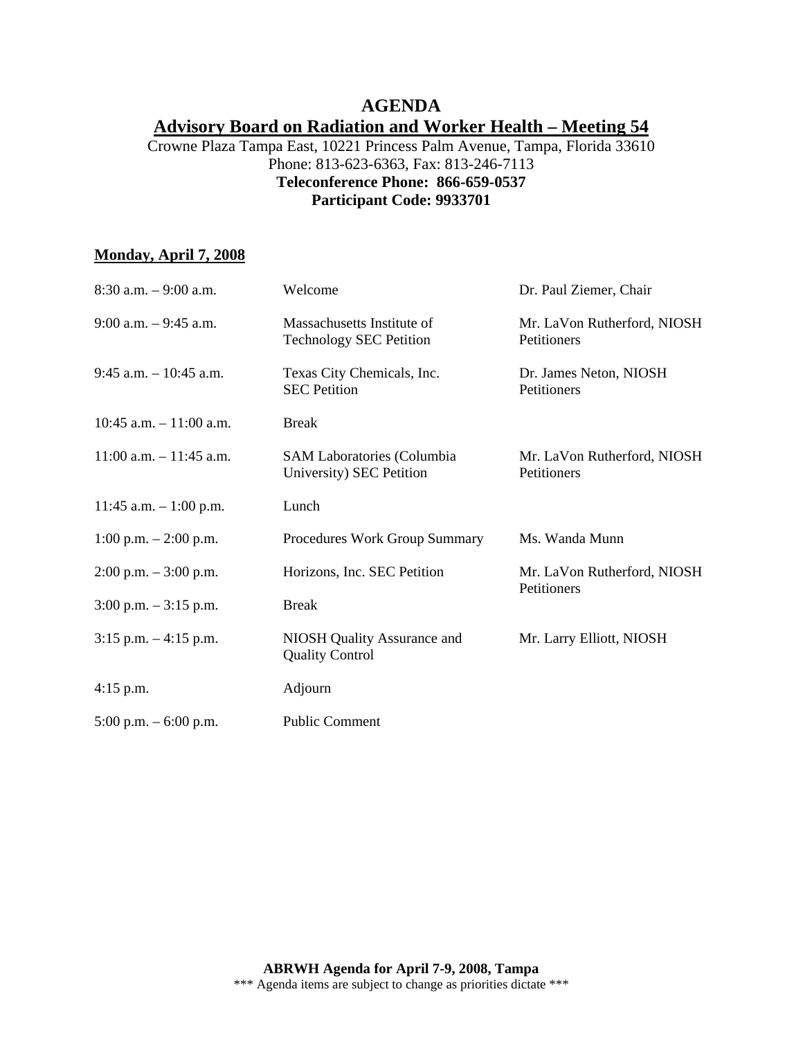# AGENDA

## Advisory Board on Radiation and Worker Health – Meeting 54

Crowne Plaza Tampa East, 10221 Princess Palm Avenue, Tampa, Florida 33610
Phone: 813-623-6363, Fax: 813-246-7113
**Teleconference Phone: 866-659-0537**
**Participant Code: 9933701**

**Monday, April 7, 2008**

| Time | Item | Presenter |
|---|---|---|
| 8:30 a.m. – 9:00 a.m. | Welcome | Dr. Paul Ziemer, Chair |
| 9:00 a.m. – 9:45 a.m. | Massachusetts Institute of Technology SEC Petition | Mr. LaVon Rutherford, NIOSH Petitioners |
| 9:45 a.m. – 10:45 a.m. | Texas City Chemicals, Inc. SEC Petition | Dr. James Neton, NIOSH Petitioners |
| 10:45 a.m. – 11:00 a.m. | Break | |
| 11:00 a.m. – 11:45 a.m. | SAM Laboratories (Columbia University) SEC Petition | Mr. LaVon Rutherford, NIOSH Petitioners |
| 11:45 a.m. – 1:00 p.m. | Lunch | |
| 1:00 p.m. – 2:00 p.m. | Procedures Work Group Summary | Ms. Wanda Munn |
| 2:00 p.m. – 3:00 p.m. | Horizons, Inc. SEC Petition | Mr. LaVon Rutherford, NIOSH Petitioners |
| 3:00 p.m. – 3:15 p.m. | Break | |
| 3:15 p.m. – 4:15 p.m. | NIOSH Quality Assurance and Quality Control | Mr. Larry Elliott, NIOSH |
| 4:15 p.m. | Adjourn | |
| 5:00 p.m. – 6:00 p.m. | Public Comment | |

**ABRWH Agenda for April 7-9, 2008, Tampa**
\*\*\* Agenda items are subject to change as priorities dictate \*\*\*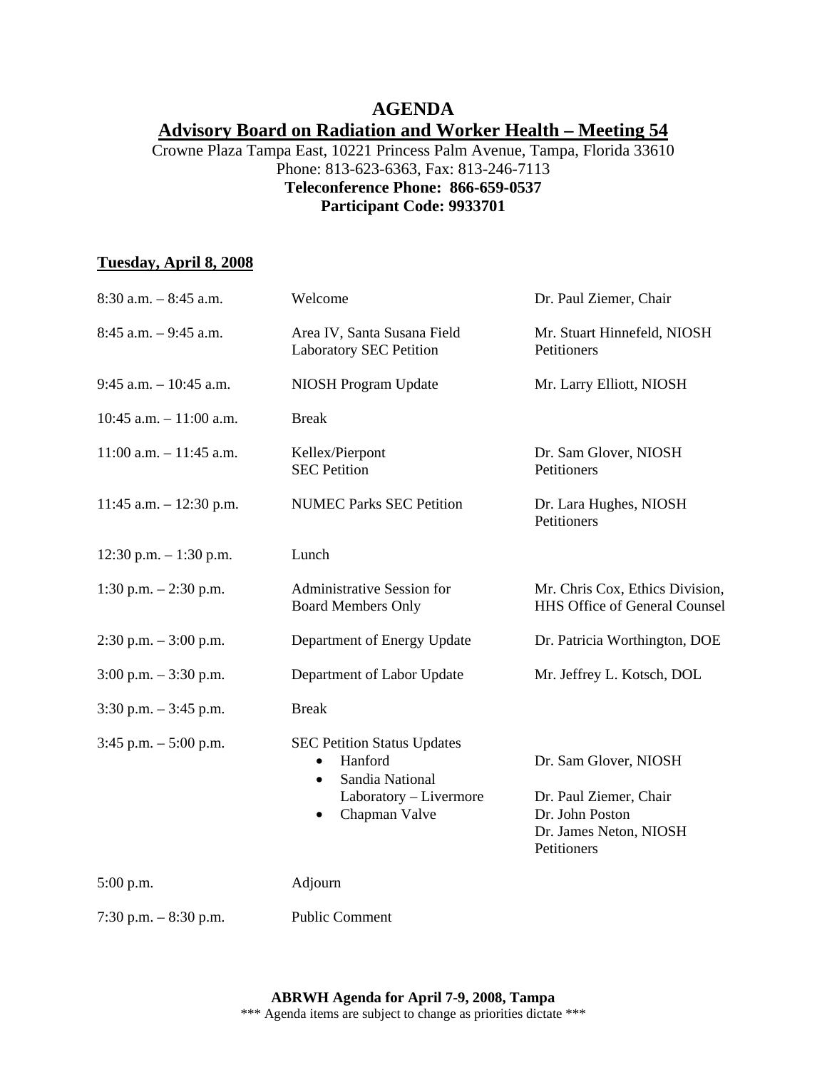# AGENDA

## Advisory Board on Radiation and Worker Health – Meeting 54

Crowne Plaza Tampa East, 10221 Princess Palm Avenue, Tampa, Florida 33610
Phone: 813-623-6363, Fax: 813-246-7113
**Teleconference Phone: 866-659-0537**
**Participant Code: 9933701**

### Tuesday, April 8, 2008

| Time | Item | Presenter |
|---|---|---|
| 8:30 a.m. – 8:45 a.m. | Welcome | Dr. Paul Ziemer, Chair |
| 8:45 a.m. – 9:45 a.m. | Area IV, Santa Susana Field Laboratory SEC Petition | Mr. Stuart Hinnefeld, NIOSH<br>Petitioners |
| 9:45 a.m. – 10:45 a.m. | NIOSH Program Update | Mr. Larry Elliott, NIOSH |
| 10:45 a.m. – 11:00 a.m. | Break | |
| 11:00 a.m. – 11:45 a.m. | Kellex/Pierpont SEC Petition | Dr. Sam Glover, NIOSH<br>Petitioners |
| 11:45 a.m. – 12:30 p.m. | NUMEC Parks SEC Petition | Dr. Lara Hughes, NIOSH<br>Petitioners |
| 12:30 p.m. – 1:30 p.m. | Lunch | |
| 1:30 p.m. – 2:30 p.m. | Administrative Session for Board Members Only | Mr. Chris Cox, Ethics Division, HHS Office of General Counsel |
| 2:30 p.m. – 3:00 p.m. | Department of Energy Update | Dr. Patricia Worthington, DOE |
| 3:00 p.m. – 3:30 p.m. | Department of Labor Update | Mr. Jeffrey L. Kotsch, DOL |
| 3:30 p.m. – 3:45 p.m. | Break | |
| 3:45 p.m. – 5:00 p.m. | SEC Petition Status Updates<br>• Hanford<br>• Sandia National Laboratory – Livermore<br>• Chapman Valve | <br>Dr. Sam Glover, NIOSH<br>Dr. Paul Ziemer, Chair<br>Dr. John Poston<br>Dr. James Neton, NIOSH<br>Petitioners |
| 5:00 p.m. | Adjourn | |
| 7:30 p.m. – 8:30 p.m. | Public Comment | |

**ABRWH Agenda for April 7-9, 2008, Tampa**
\*\*\* Agenda items are subject to change as priorities dictate \*\*\*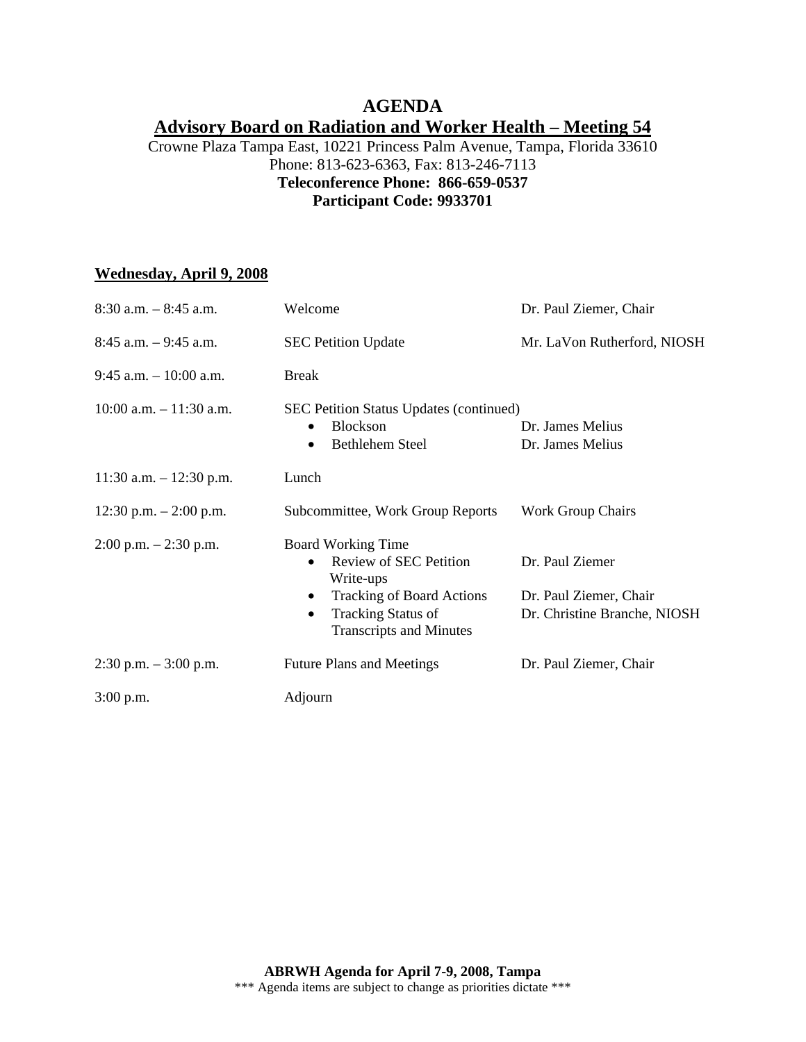# AGENDA

## Advisory Board on Radiation and Worker Health – Meeting 54

Crowne Plaza Tampa East, 10221 Princess Palm Avenue, Tampa, Florida 33610
Phone: 813-623-6363, Fax: 813-246-7113
**Teleconference Phone: 866-659-0537**
**Participant Code: 9933701**

**Wednesday, April 9, 2008**

| | | |
|---|---|---|
| 8:30 a.m. – 8:45 a.m. | Welcome | Dr. Paul Ziemer, Chair |
| 8:45 a.m. – 9:45 a.m. | SEC Petition Update | Mr. LaVon Rutherford, NIOSH |
| 9:45 a.m. – 10:00 a.m. | Break | |
| 10:00 a.m. – 11:30 a.m. | SEC Petition Status Updates (continued) | |
| | • Blockson | Dr. James Melius |
| | • Bethlehem Steel | Dr. James Melius |
| 11:30 a.m. – 12:30 p.m. | Lunch | |
| 12:30 p.m. – 2:00 p.m. | Subcommittee, Work Group Reports | Work Group Chairs |
| 2:00 p.m. – 2:30 p.m. | Board Working Time | |
| | • Review of SEC Petition Write-ups | Dr. Paul Ziemer |
| | • Tracking of Board Actions | Dr. Paul Ziemer, Chair |
| | • Tracking Status of Transcripts and Minutes | Dr. Christine Branche, NIOSH |
| 2:30 p.m. – 3:00 p.m. | Future Plans and Meetings | Dr. Paul Ziemer, Chair |
| 3:00 p.m. | Adjourn | |

**ABRWH Agenda for April 7-9, 2008, Tampa**
*** Agenda items are subject to change as priorities dictate ***